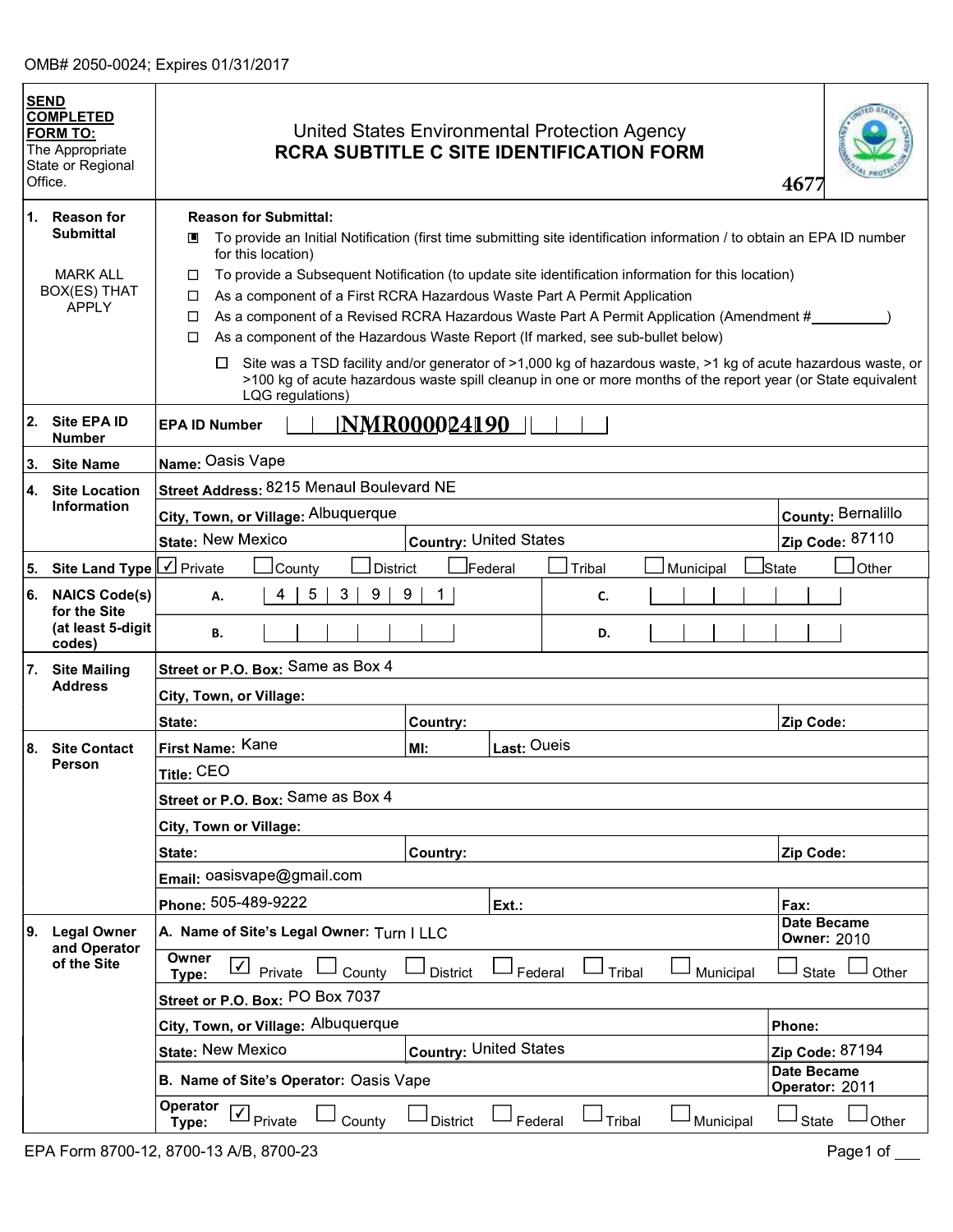OMB# 2050-0024; Expires 01/31/2017

**SEND COMPLETED FORM TO:** The Appropriate State or Regional Office.

# United States Environmental Protection Agency
## RCRA SUBTITLE C SITE IDENTIFICATION FORM

4677

**1. Reason for Submittal**

MARK ALL BOX(ES) THAT APPLY

**Reason for Submittal:**

- ☒ To provide an Initial Notification (first time submitting site identification information / to obtain an EPA ID number for this location)
- ☐ To provide a Subsequent Notification (to update site identification information for this location)
- ☐ As a component of a First RCRA Hazardous Waste Part A Permit Application
- ☐ As a component of a Revised RCRA Hazardous Waste Part A Permit Application (Amendment #\_\_\_\_\_\_\_\_)
- ☐ As a component of the Hazardous Waste Report (If marked, see sub-bullet below)
  - ☐ Site was a TSD facility and/or generator of >1,000 kg of hazardous waste, >1 kg of acute hazardous waste, or >100 kg of acute hazardous waste spill cleanup in one or more months of the report year (or State equivalent LQG regulations)

**2. Site EPA ID Number** — EPA ID Number: NMR000024190

**3. Site Name** — Name: Oasis Vape

**4. Site Location Information**

| | | |
|---|---|---|
| Street Address: 8215 Menaul Boulevard NE | | |
| City, Town, or Village: Albuquerque | | County: Bernalillo |
| State: New Mexico | Country: United States | Zip Code: 87110 |

**5. Site Land Type** — ☑ Private ☐ County ☐ District ☐ Federal ☐ Tribal ☐ Municipal ☐ State ☐ Other

**6. NAICS Code(s) for the Site (at least 5-digit codes)**

| | | | |
|---|---|---|---|
| A. | 4 5 3 9 9 1 | C. | |
| B. | | D. | |

**7. Site Mailing Address**

| | | |
|---|---|---|
| Street or P.O. Box: Same as Box 4 | | |
| City, Town, or Village: | | |
| State: | Country: | Zip Code: |

**8. Site Contact Person**

| | | |
|---|---|---|
| First Name: Kane | MI: | Last: Oueis |
| Title: CEO | | |
| Street or P.O. Box: Same as Box 4 | | |
| City, Town or Village: | | |
| State: | Country: | Zip Code: |
| Email: oasisvape@gmail.com | | |
| Phone: 505-489-9222 | Ext.: | Fax: |

**9. Legal Owner and Operator of the Site**

A. Name of Site's Legal Owner: Turn I LLC — Date Became Owner: 2010

Owner Type: ☑ Private ☐ County ☐ District ☐ Federal ☐ Tribal ☐ Municipal ☐ State ☐ Other

| | | |
|---|---|---|
| Street or P.O. Box: PO Box 7037 | | |
| City, Town, or Village: Albuquerque | | Phone: |
| State: New Mexico | Country: United States | Zip Code: 87194 |

B. Name of Site's Operator: Oasis Vape — Date Became Operator: 2011

Operator Type: ☑ Private ☐ County ☐ District ☐ Federal ☐ Tribal ☐ Municipal ☐ State ☐ Other

EPA Form 8700-12, 8700-13 A/B, 8700-23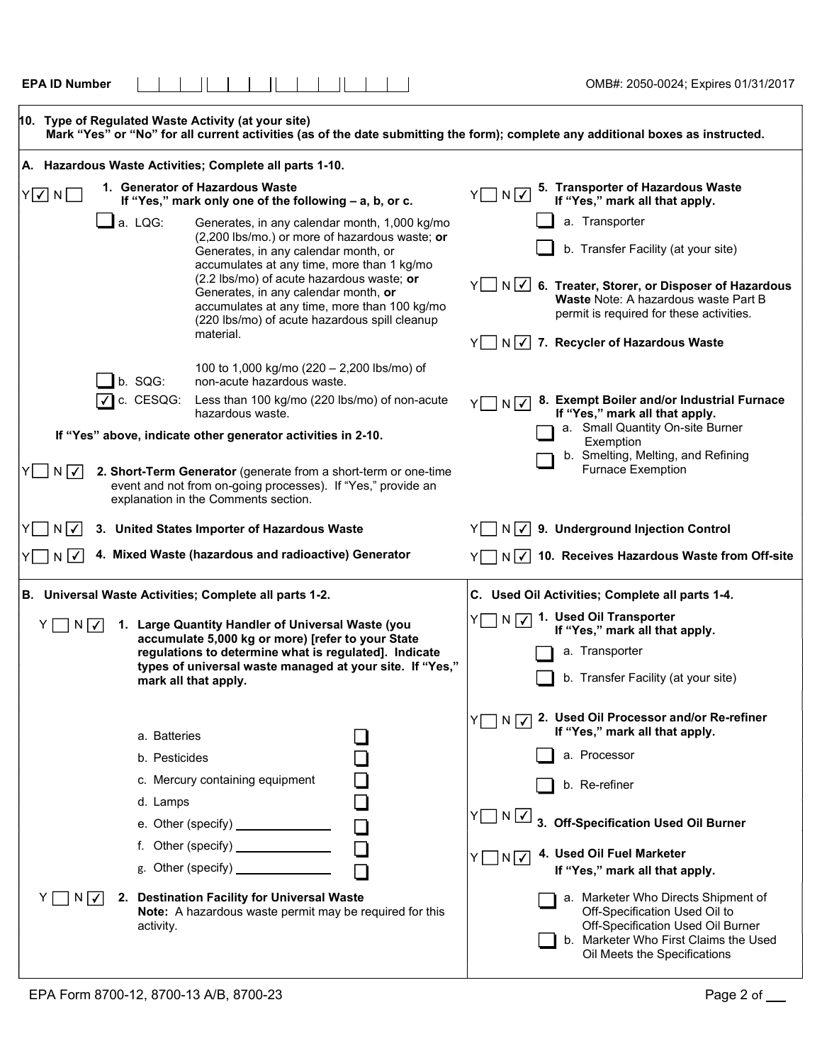EPA ID Number

OMB#: 2050-0024; Expires 01/31/2017

## 10. Type of Regulated Waste Activity (at your site)

**Mark "Yes" or "No" for all current activities (as of the date submitting the form); complete any additional boxes as instructed.**

### A. Hazardous Waste Activities; Complete all parts 1-10.

Y [✓] N [ ] **1. Generator of Hazardous Waste**
**If "Yes," mark only one of the following – a, b, or c.**

- [ ] a. LQG: Generates, in any calendar month, 1,000 kg/mo (2,200 lbs/mo.) or more of hazardous waste; **or** Generates, in any calendar month, or accumulates at any time, more than 1 kg/mo (2.2 lbs/mo) of acute hazardous waste; **or** Generates, in any calendar month, **or** accumulates at any time, more than 100 kg/mo (220 lbs/mo) of acute hazardous spill cleanup material.
- [ ] b. SQG: 100 to 1,000 kg/mo (220 – 2,200 lbs/mo) of non-acute hazardous waste.
- [✓] c. CESQG: Less than 100 kg/mo (220 lbs/mo) of non-acute hazardous waste.

**If "Yes" above, indicate other generator activities in 2-10.**

Y [ ] N [✓] **2. Short-Term Generator** (generate from a short-term or one-time event and not from on-going processes). If "Yes," provide an explanation in the Comments section.

Y [ ] N [✓] **3. United States Importer of Hazardous Waste**

Y [ ] N [✓] **4. Mixed Waste (hazardous and radioactive) Generator**

Y [ ] N [✓] **5. Transporter of Hazardous Waste**
**If "Yes," mark all that apply.**

- [ ] a. Transporter
- [ ] b. Transfer Facility (at your site)

Y [ ] N [✓] **6. Treater, Storer, or Disposer of Hazardous Waste** Note: A hazardous waste Part B permit is required for these activities.

Y [ ] N [✓] **7. Recycler of Hazardous Waste**

Y [ ] N [✓] **8. Exempt Boiler and/or Industrial Furnace**
**If "Yes," mark all that apply.**

- [ ] a. Small Quantity On-site Burner Exemption
- [ ] b. Smelting, Melting, and Refining Furnace Exemption

Y [ ] N [✓] **9. Underground Injection Control**

Y [ ] N [✓] **10. Receives Hazardous Waste from Off-site**

### B. Universal Waste Activities; Complete all parts 1-2.

Y [ ] N [✓] **1. Large Quantity Handler of Universal Waste (you accumulate 5,000 kg or more) [refer to your State regulations to determine what is regulated]. Indicate types of universal waste managed at your site. If "Yes," mark all that apply.**

- a. Batteries [ ]
- b. Pesticides [ ]
- c. Mercury containing equipment [ ]
- d. Lamps [ ]
- e. Other (specify) ______________ [ ]
- f. Other (specify) ______________ [ ]
- g. Other (specify) ______________ [ ]

Y [ ] N [✓] **2. Destination Facility for Universal Waste**
**Note:** A hazardous waste permit may be required for this activity.

### C. Used Oil Activities; Complete all parts 1-4.

Y [ ] N [✓] **1. Used Oil Transporter**
**If "Yes," mark all that apply.**

- [ ] a. Transporter
- [ ] b. Transfer Facility (at your site)

Y [ ] N [✓] **2. Used Oil Processor and/or Re-refiner**
**If "Yes," mark all that apply.**

- [ ] a. Processor
- [ ] b. Re-refiner

Y [ ] N [✓] **3. Off-Specification Used Oil Burner**

Y [ ] N [✓] **4. Used Oil Fuel Marketer**
**If "Yes," mark all that apply.**

- [ ] a. Marketer Who Directs Shipment of Off-Specification Used Oil to Off-Specification Used Oil Burner
- [ ] b. Marketer Who First Claims the Used Oil Meets the Specifications

EPA Form 8700-12, 8700-13 A/B, 8700-23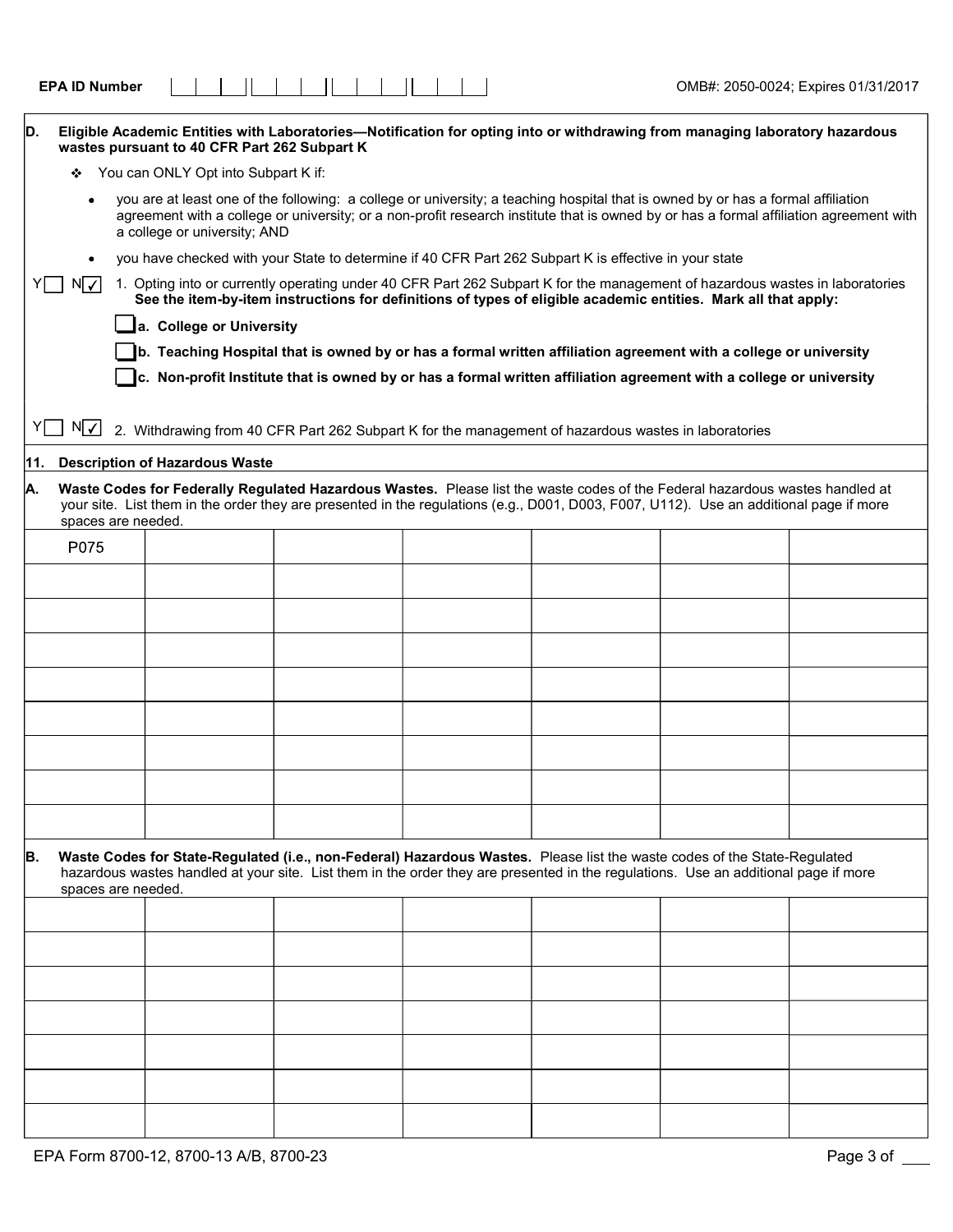EPA ID Number | | | | | | | | | | | | |

OMB#: 2050-0024; Expires 01/31/2017

**D. Eligible Academic Entities with Laboratories—Notification for opting into or withdrawing from managing laboratory hazardous wastes pursuant to 40 CFR Part 262 Subpart K**

- You can ONLY Opt into Subpart K if:
  - you are at least one of the following: a college or university; a teaching hospital that is owned by or has a formal affiliation agreement with a college or university; or a non-profit research institute that is owned by or has a formal affiliation agreement with a college or university; AND
  - you have checked with your State to determine if 40 CFR Part 262 Subpart K is effective in your state

Y ☐ N ☑ 1. Opting into or currently operating under 40 CFR Part 262 Subpart K for the management of hazardous wastes in laboratories **See the item-by-item instructions for definitions of types of eligible academic entities. Mark all that apply:**

☐ **a. College or University**

☐ **b. Teaching Hospital that is owned by or has a formal written affiliation agreement with a college or university**

☐ **c. Non-profit Institute that is owned by or has a formal written affiliation agreement with a college or university**

Y ☐ N ☑ 2. Withdrawing from 40 CFR Part 262 Subpart K for the management of hazardous wastes in laboratories

**11. Description of Hazardous Waste**

**A. Waste Codes for Federally Regulated Hazardous Wastes.** Please list the waste codes of the Federal hazardous wastes handled at your site. List them in the order they are presented in the regulations (e.g., D001, D003, F007, U112). Use an additional page if more spaces are needed.

| | | | | | | |
|---|---|---|---|---|---|---|
| P075 | | | | | | |
| | | | | | | |
| | | | | | | |
| | | | | | | |
| | | | | | | |
| | | | | | | |
| | | | | | | |
| | | | | | | |
| | | | | | | |

**B. Waste Codes for State-Regulated (i.e., non-Federal) Hazardous Wastes.** Please list the waste codes of the State-Regulated hazardous wastes handled at your site. List them in the order they are presented in the regulations. Use an additional page if more spaces are needed.

| | | | | | | |
|---|---|---|---|---|---|---|
| | | | | | | |
| | | | | | | |
| | | | | | | |
| | | | | | | |
| | | | | | | |
| | | | | | | |
| | | | | | | |

EPA Form 8700-12, 8700-13 A/B, 8700-23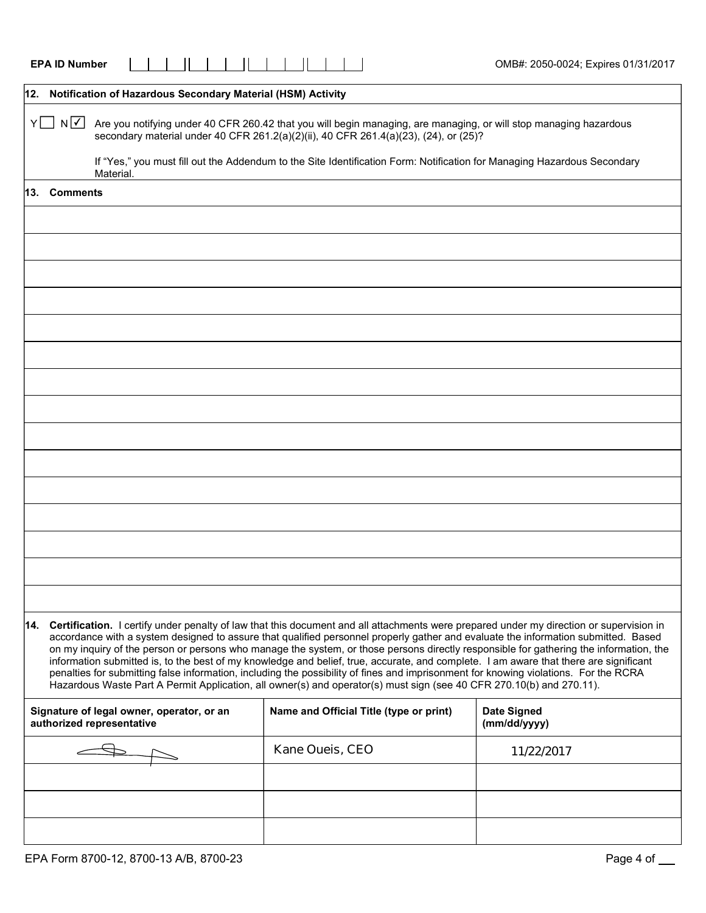**EPA ID Number** | | | | | | | | | | | | |

OMB#: 2050-0024; Expires 01/31/2017

## 12. Notification of Hazardous Secondary Material (HSM) Activity

Y ☐ N ☑ Are you notifying under 40 CFR 260.42 that you will begin managing, are managing, or will stop managing hazardous secondary material under 40 CFR 261.2(a)(2)(ii), 40 CFR 261.4(a)(23), (24), or (25)?

If "Yes," you must fill out the Addendum to the Site Identification Form: Notification for Managing Hazardous Secondary Material.

## 13. Comments

## 14. Certification.

I certify under penalty of law that this document and all attachments were prepared under my direction or supervision in accordance with a system designed to assure that qualified personnel properly gather and evaluate the information submitted. Based on my inquiry of the person or persons who manage the system, or those persons directly responsible for gathering the information, the information submitted is, to the best of my knowledge and belief, true, accurate, and complete. I am aware that there are significant penalties for submitting false information, including the possibility of fines and imprisonment for knowing violations. For the RCRA Hazardous Waste Part A Permit Application, all owner(s) and operator(s) must sign (see 40 CFR 270.10(b) and 270.11).

| Signature of legal owner, operator, or an authorized representative | Name and Official Title (type or print) | Date Signed (mm/dd/yyyy) |
|---|---|---|
| [signature] | Kane Oueis, CEO | 11/22/2017 |
| | | |
| | | |
| | | |

EPA Form 8700-12, 8700-13 A/B, 8700-23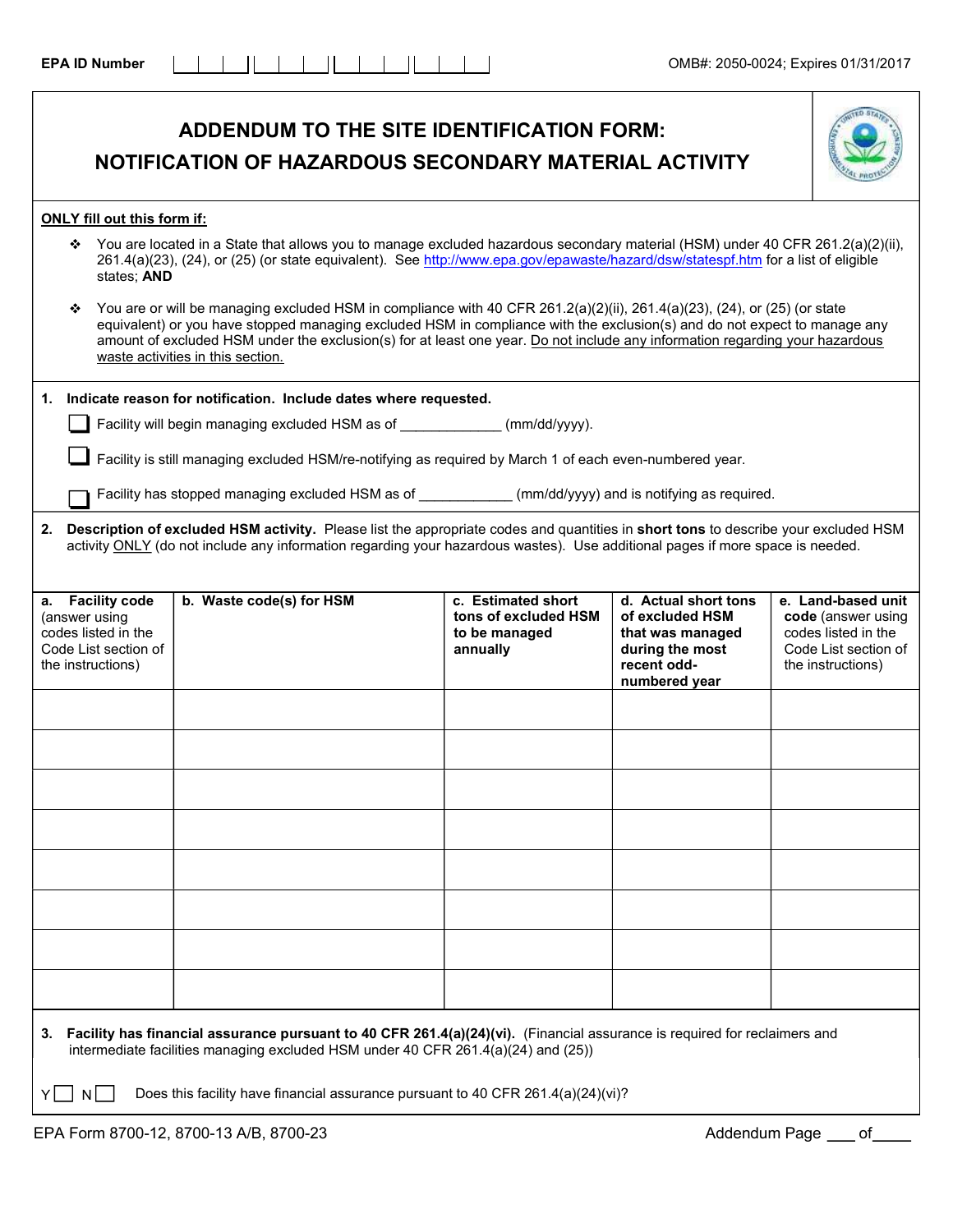EPA ID Number | | | | | | | | | | | | |

OMB#: 2050-0024; Expires 01/31/2017

# ADDENDUM TO THE SITE IDENTIFICATION FORM: NOTIFICATION OF HAZARDOUS SECONDARY MATERIAL ACTIVITY

**ONLY fill out this form if:**

- You are located in a State that allows you to manage excluded hazardous secondary material (HSM) under 40 CFR 261.2(a)(2)(ii), 261.4(a)(23), (24), or (25) (or state equivalent). See http://www.epa.gov/epawaste/hazard/dsw/statespf.htm for a list of eligible states; **AND**
- You are or will be managing excluded HSM in compliance with 40 CFR 261.2(a)(2)(ii), 261.4(a)(23), (24), or (25) (or state equivalent) or you have stopped managing excluded HSM in compliance with the exclusion(s) and do not expect to manage any amount of excluded HSM under the exclusion(s) for at least one year. Do not include any information regarding your hazardous waste activities in this section.

**1. Indicate reason for notification. Include dates where requested.**

☐ Facility will begin managing excluded HSM as of _____________ (mm/dd/yyyy).

☐ Facility is still managing excluded HSM/re-notifying as required by March 1 of each even-numbered year.

☐ Facility has stopped managing excluded HSM as of ____________ (mm/dd/yyyy) and is notifying as required.

**2. Description of excluded HSM activity.** Please list the appropriate codes and quantities in **short tons** to describe your excluded HSM activity ONLY (do not include any information regarding your hazardous wastes). Use additional pages if more space is needed.

| **a. Facility code** (answer using codes listed in the Code List section of the instructions) | **b. Waste code(s) for HSM** | **c. Estimated short tons of excluded HSM to be managed annually** | **d. Actual short tons of excluded HSM that was managed during the most recent odd-numbered year** | **e. Land-based unit code** (answer using codes listed in the Code List section of the instructions) |
|---|---|---|---|---|
| | | | | |
| | | | | |
| | | | | |
| | | | | |
| | | | | |
| | | | | |
| | | | | |
| | | | | |

**3. Facility has financial assurance pursuant to 40 CFR 261.4(a)(24)(vi).** (Financial assurance is required for reclaimers and intermediate facilities managing excluded HSM under 40 CFR 261.4(a)(24) and (25))

Y ☐ N ☐ Does this facility have financial assurance pursuant to 40 CFR 261.4(a)(24)(vi)?

EPA Form 8700-12, 8700-13 A/B, 8700-23

Addendum Page ___ of____